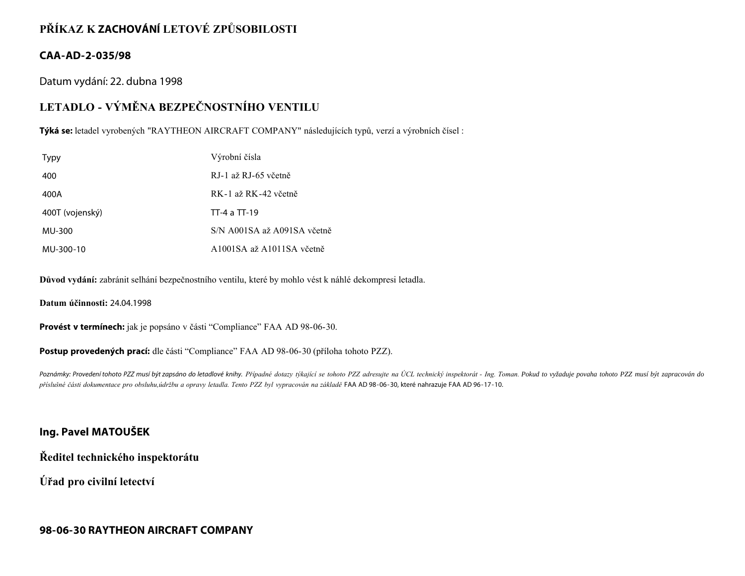# PŘÍKAZ K ZACHOVÁNÍ LETOVÉ ZPŮSOBILOSTI

## CAA-AD-2-035/98

Datum vydání: 22. dubna 1998

## LETADLO - VÝMĚNA BEZPEČNOSTNÍHO VENTILU

**Týká se:** letadel vyrobených "RAYTHEON AIRCRAFT COMPANY" následujících typů, verzí a výrobních čísel :

| Typy | Výrobní čísla |
|---|---|
| 400 | RJ-1 až RJ-65 včetně |
| 400A | RK-1 až RK-42 včetně |
| 400T (vojenský) | TT-4 a TT-19 |
| MU-300 | S/N A001SA až A091SA včetně |
| MU-300-10 | A1001SA až A1011SA včetně |

**Důvod vydání:** zabránit selhání bezpečnostního ventilu, které by mohlo vést k náhlé dekompresi letadla.

**Datum účinnosti:** 24.04.1998

**Provést v termínech:** jak je popsáno v části "Compliance" FAA AD 98-06-30.

**Postup provedených prací:** dle části "Compliance" FAA AD 98-06-30 (příloha tohoto PZZ).

*Poznámky: Provedení tohoto PZZ musí být zapsáno do letadlové knihy. Případné dotazy týkající se tohoto PZZ adresujte na ÚCL technický inspektorát - Ing. Toman. Pokud to vyžaduje povaha tohoto PZZ musí být zapracován do příslušné části dokumentace pro obsluhu,údržbu a opravy letadla. Tento PZZ byl vypracován na základě* FAA AD 98-06-30, které nahrazuje FAA AD 96-17-10.

**Ing. Pavel MATOUŠEK**

**Ředitel technického inspektorátu**

**Úřad pro civilní letectví**

**98-06-30 RAYTHEON AIRCRAFT COMPANY**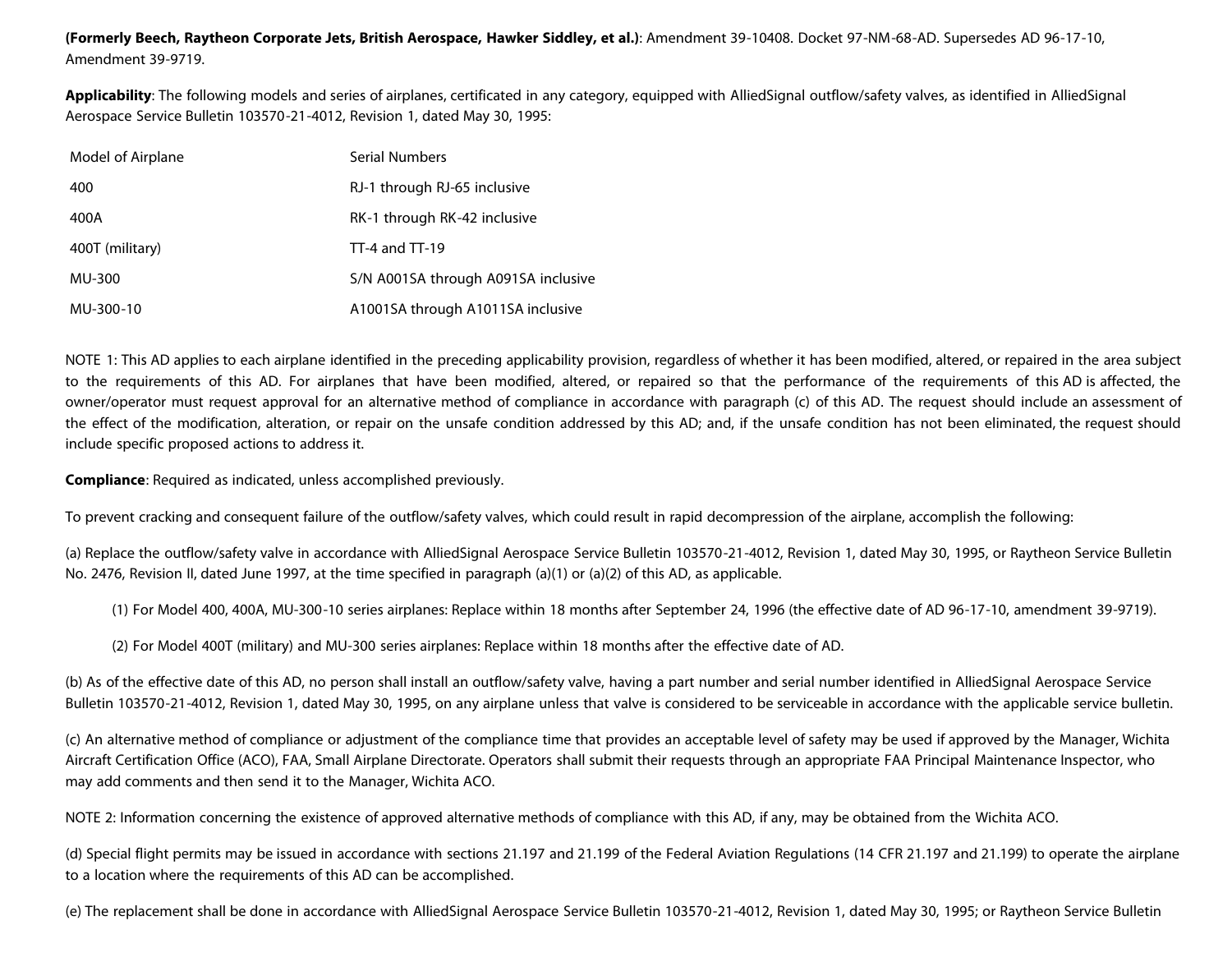**(Formerly Beech, Raytheon Corporate Jets, British Aerospace, Hawker Siddley, et al.)**: Amendment 39-10408. Docket 97-NM-68-AD. Supersedes AD 96-17-10, Amendment 39-9719.

**Applicability**: The following models and series of airplanes, certificated in any category, equipped with AlliedSignal outflow/safety valves, as identified in AlliedSignal Aerospace Service Bulletin 103570-21-4012, Revision 1, dated May 30, 1995:

| Model of Airplane | Serial Numbers |
|---|---|
| 400 | RJ-1 through RJ-65 inclusive |
| 400A | RK-1 through RK-42 inclusive |
| 400T (military) | TT-4 and TT-19 |
| MU-300 | S/N A001SA through A091SA inclusive |
| MU-300-10 | A1001SA through A1011SA inclusive |

NOTE 1: This AD applies to each airplane identified in the preceding applicability provision, regardless of whether it has been modified, altered, or repaired in the area subject to the requirements of this AD. For airplanes that have been modified, altered, or repaired so that the performance of the requirements of this AD is affected, the owner/operator must request approval for an alternative method of compliance in accordance with paragraph (c) of this AD. The request should include an assessment of the effect of the modification, alteration, or repair on the unsafe condition addressed by this AD; and, if the unsafe condition has not been eliminated, the request should include specific proposed actions to address it.

**Compliance**: Required as indicated, unless accomplished previously.

To prevent cracking and consequent failure of the outflow/safety valves, which could result in rapid decompression of the airplane, accomplish the following:

(a) Replace the outflow/safety valve in accordance with AlliedSignal Aerospace Service Bulletin 103570-21-4012, Revision 1, dated May 30, 1995, or Raytheon Service Bulletin No. 2476, Revision II, dated June 1997, at the time specified in paragraph (a)(1) or (a)(2) of this AD, as applicable.

(1) For Model 400, 400A, MU-300-10 series airplanes: Replace within 18 months after September 24, 1996 (the effective date of AD 96-17-10, amendment 39-9719).

(2) For Model 400T (military) and MU-300 series airplanes: Replace within 18 months after the effective date of AD.

(b) As of the effective date of this AD, no person shall install an outflow/safety valve, having a part number and serial number identified in AlliedSignal Aerospace Service Bulletin 103570-21-4012, Revision 1, dated May 30, 1995, on any airplane unless that valve is considered to be serviceable in accordance with the applicable service bulletin.

(c) An alternative method of compliance or adjustment of the compliance time that provides an acceptable level of safety may be used if approved by the Manager, Wichita Aircraft Certification Office (ACO), FAA, Small Airplane Directorate. Operators shall submit their requests through an appropriate FAA Principal Maintenance Inspector, who may add comments and then send it to the Manager, Wichita ACO.

NOTE 2: Information concerning the existence of approved alternative methods of compliance with this AD, if any, may be obtained from the Wichita ACO.

(d) Special flight permits may be issued in accordance with sections 21.197 and 21.199 of the Federal Aviation Regulations (14 CFR 21.197 and 21.199) to operate the airplane to a location where the requirements of this AD can be accomplished.

(e) The replacement shall be done in accordance with AlliedSignal Aerospace Service Bulletin 103570-21-4012, Revision 1, dated May 30, 1995; or Raytheon Service Bulletin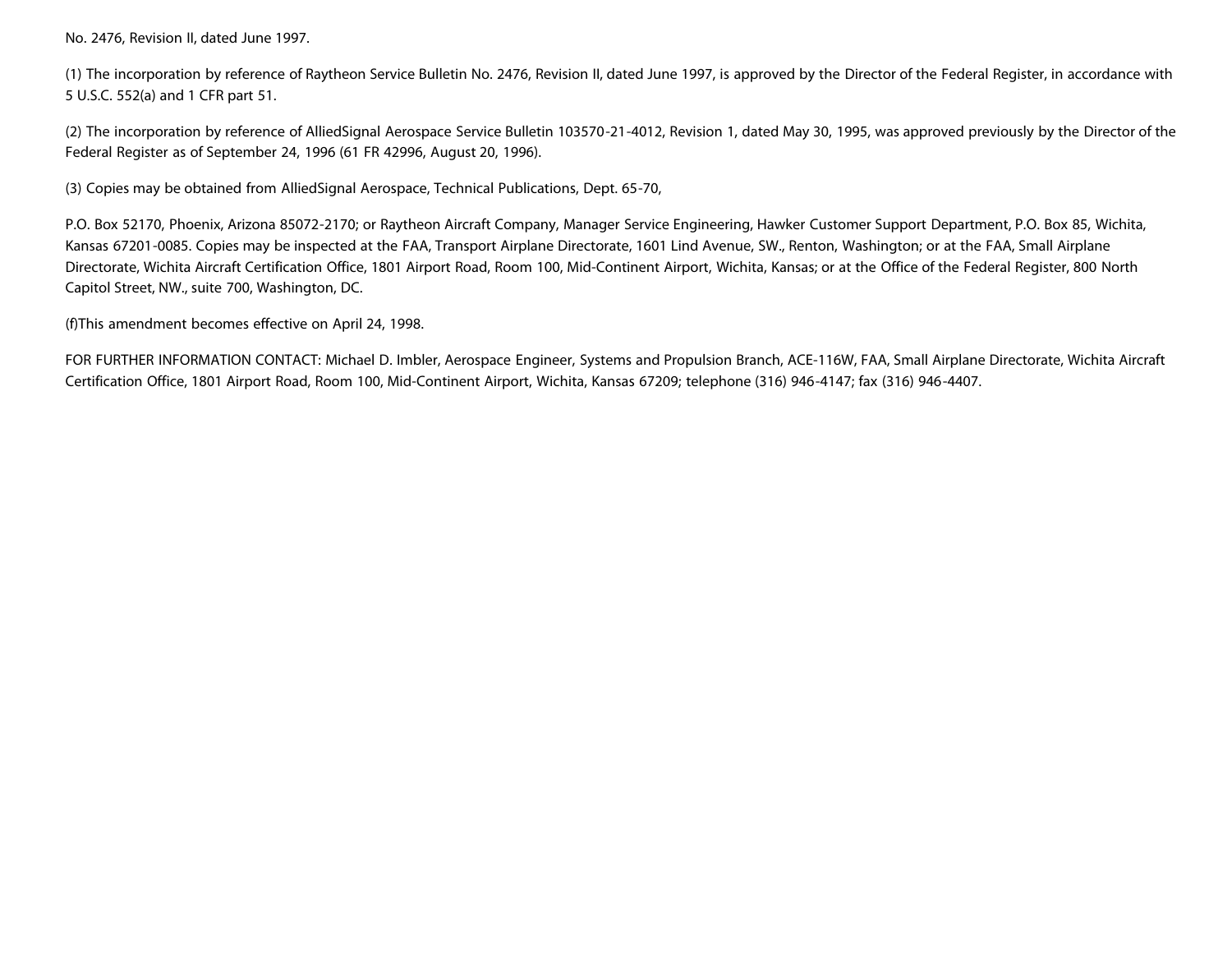No. 2476, Revision II, dated June 1997.

(1) The incorporation by reference of Raytheon Service Bulletin No. 2476, Revision II, dated June 1997, is approved by the Director of the Federal Register, in accordance with 5 U.S.C. 552(a) and 1 CFR part 51.

(2) The incorporation by reference of AlliedSignal Aerospace Service Bulletin 103570-21-4012, Revision 1, dated May 30, 1995, was approved previously by the Director of the Federal Register as of September 24, 1996 (61 FR 42996, August 20, 1996).

(3) Copies may be obtained from AlliedSignal Aerospace, Technical Publications, Dept. 65-70,

P.O. Box 52170, Phoenix, Arizona 85072-2170; or Raytheon Aircraft Company, Manager Service Engineering, Hawker Customer Support Department, P.O. Box 85, Wichita, Kansas 67201-0085. Copies may be inspected at the FAA, Transport Airplane Directorate, 1601 Lind Avenue, SW., Renton, Washington; or at the FAA, Small Airplane Directorate, Wichita Aircraft Certification Office, 1801 Airport Road, Room 100, Mid-Continent Airport, Wichita, Kansas; or at the Office of the Federal Register, 800 North Capitol Street, NW., suite 700, Washington, DC.

(f)This amendment becomes effective on April 24, 1998.

FOR FURTHER INFORMATION CONTACT: Michael D. Imbler, Aerospace Engineer, Systems and Propulsion Branch, ACE-116W, FAA, Small Airplane Directorate, Wichita Aircraft Certification Office, 1801 Airport Road, Room 100, Mid-Continent Airport, Wichita, Kansas 67209; telephone (316) 946-4147; fax (316) 946-4407.